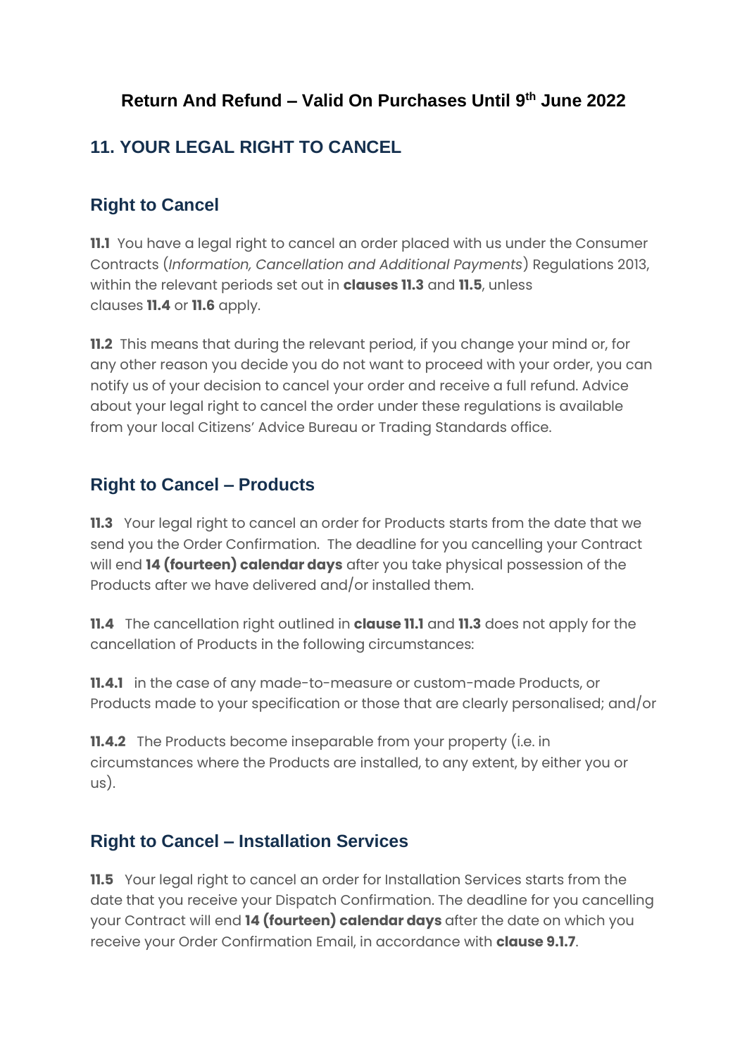# Return And Refund – Valid On Purchases Until 9th June 2022

## 11. YOUR LEGAL RIGHT TO CANCEL

### Right to Cancel

**11.1** You have a legal right to cancel an order placed with us under the Consumer Contracts (*Information, Cancellation and Additional Payments*) Regulations 2013, within the relevant periods set out in **clauses 11.3** and **11.5**, unless clauses **11.4** or **11.6** apply.

**11.2** This means that during the relevant period, if you change your mind or, for any other reason you decide you do not want to proceed with your order, you can notify us of your decision to cancel your order and receive a full refund. Advice about your legal right to cancel the order under these regulations is available from your local Citizens' Advice Bureau or Trading Standards office.

### Right to Cancel – Products

**11.3** Your legal right to cancel an order for Products starts from the date that we send you the Order Confirmation. The deadline for you cancelling your Contract will end **14 (fourteen) calendar days** after you take physical possession of the Products after we have delivered and/or installed them.

**11.4** The cancellation right outlined in **clause 11.1** and **11.3** does not apply for the cancellation of Products in the following circumstances:

**11.4.1** in the case of any made-to-measure or custom-made Products, or Products made to your specification or those that are clearly personalised; and/or

**11.4.2** The Products become inseparable from your property (i.e. in circumstances where the Products are installed, to any extent, by either you or us).

### Right to Cancel – Installation Services

**11.5** Your legal right to cancel an order for Installation Services starts from the date that you receive your Dispatch Confirmation. The deadline for you cancelling your Contract will end **14 (fourteen) calendar days** after the date on which you receive your Order Confirmation Email, in accordance with **clause 9.1.7**.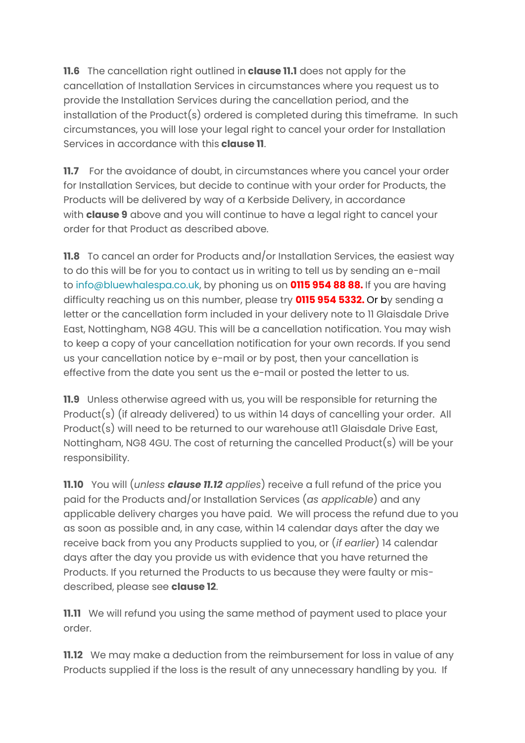**11.6** The cancellation right outlined in **clause 11.1** does not apply for the cancellation of Installation Services in circumstances where you request us to provide the Installation Services during the cancellation period, and the installation of the Product(s) ordered is completed during this timeframe. In such circumstances, you will lose your legal right to cancel your order for Installation Services in accordance with this **clause 11**.

**11.7** For the avoidance of doubt, in circumstances where you cancel your order for Installation Services, but decide to continue with your order for Products, the Products will be delivered by way of a Kerbside Delivery, in accordance with **clause 9** above and you will continue to have a legal right to cancel your order for that Product as described above.

**11.8** To cancel an order for Products and/or Installation Services, the easiest way to do this will be for you to contact us in writing to tell us by sending an e-mail to info@bluewhalespa.co.uk, by phoning us on **0115 954 88 88.** If you are having difficulty reaching us on this number, please try **0115 954 5332.** Or by sending a letter or the cancellation form included in your delivery note to 11 Glaisdale Drive East, Nottingham, NG8 4GU. This will be a cancellation notification. You may wish to keep a copy of your cancellation notification for your own records. If you send us your cancellation notice by e-mail or by post, then your cancellation is effective from the date you sent us the e-mail or posted the letter to us.

**11.9** Unless otherwise agreed with us, you will be responsible for returning the Product(s) (if already delivered) to us within 14 days of cancelling your order. All Product(s) will need to be returned to our warehouse at11 Glaisdale Drive East, Nottingham, NG8 4GU. The cost of returning the cancelled Product(s) will be your responsibility.

**11.10** You will (*unless **clause 11.12** applies*) receive a full refund of the price you paid for the Products and/or Installation Services (*as applicable*) and any applicable delivery charges you have paid. We will process the refund due to you as soon as possible and, in any case, within 14 calendar days after the day we receive back from you any Products supplied to you, or (*if earlier*) 14 calendar days after the day you provide us with evidence that you have returned the Products. If you returned the Products to us because they were faulty or mis-described, please see **clause 12**.

**11.11** We will refund you using the same method of payment used to place your order.

**11.12** We may make a deduction from the reimbursement for loss in value of any Products supplied if the loss is the result of any unnecessary handling by you. If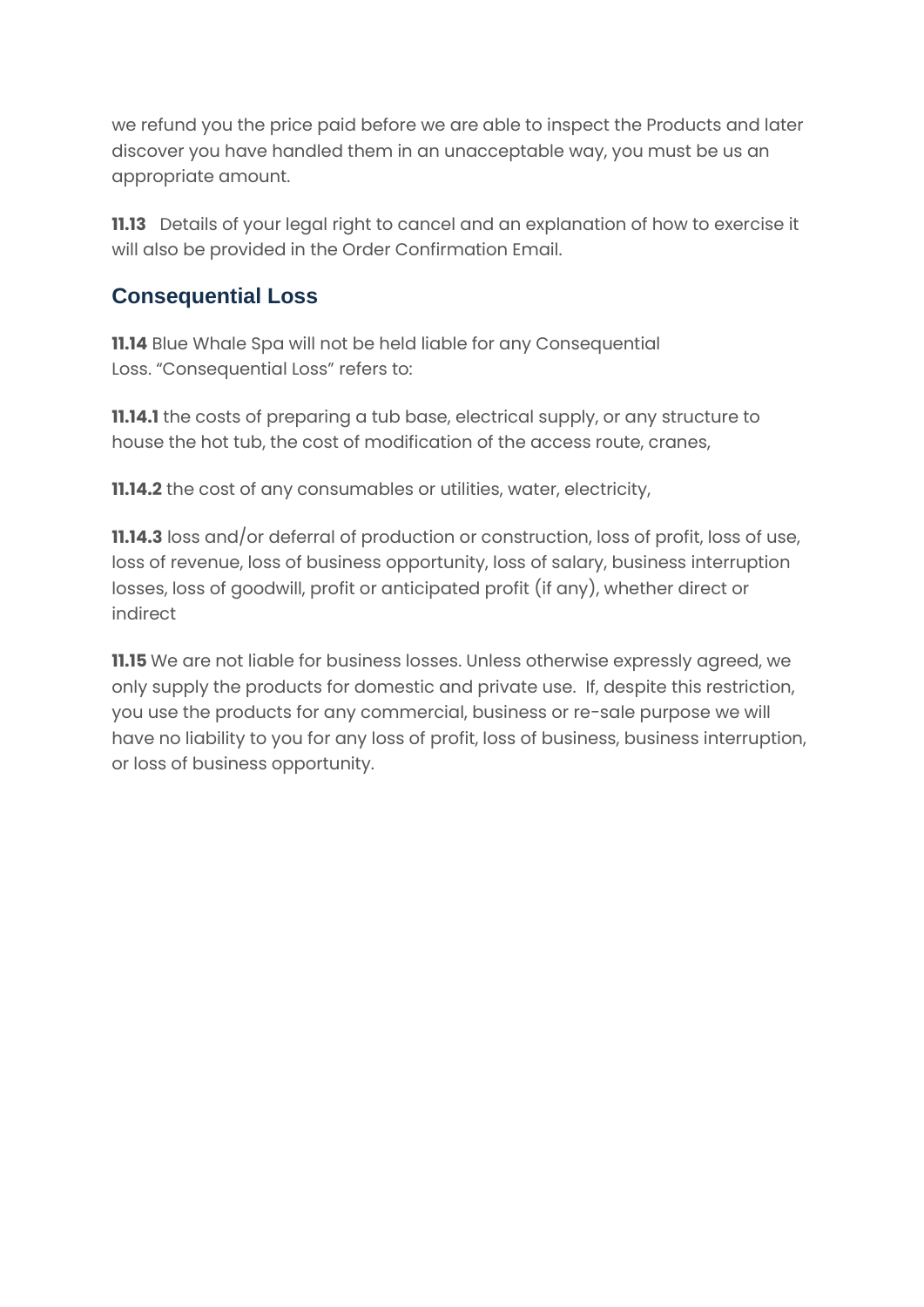we refund you the price paid before we are able to inspect the Products and later discover you have handled them in an unacceptable way, you must be us an appropriate amount.

**11.13** Details of your legal right to cancel and an explanation of how to exercise it will also be provided in the Order Confirmation Email.

## Consequential Loss

**11.14** Blue Whale Spa will not be held liable for any Consequential Loss. "Consequential Loss" refers to:

**11.14.1** the costs of preparing a tub base, electrical supply, or any structure to house the hot tub, the cost of modification of the access route, cranes,

**11.14.2** the cost of any consumables or utilities, water, electricity,

**11.14.3** loss and/or deferral of production or construction, loss of profit, loss of use, loss of revenue, loss of business opportunity, loss of salary, business interruption losses, loss of goodwill, profit or anticipated profit (if any), whether direct or indirect

**11.15** We are not liable for business losses. Unless otherwise expressly agreed, we only supply the products for domestic and private use. If, despite this restriction, you use the products for any commercial, business or re-sale purpose we will have no liability to you for any loss of profit, loss of business, business interruption, or loss of business opportunity.